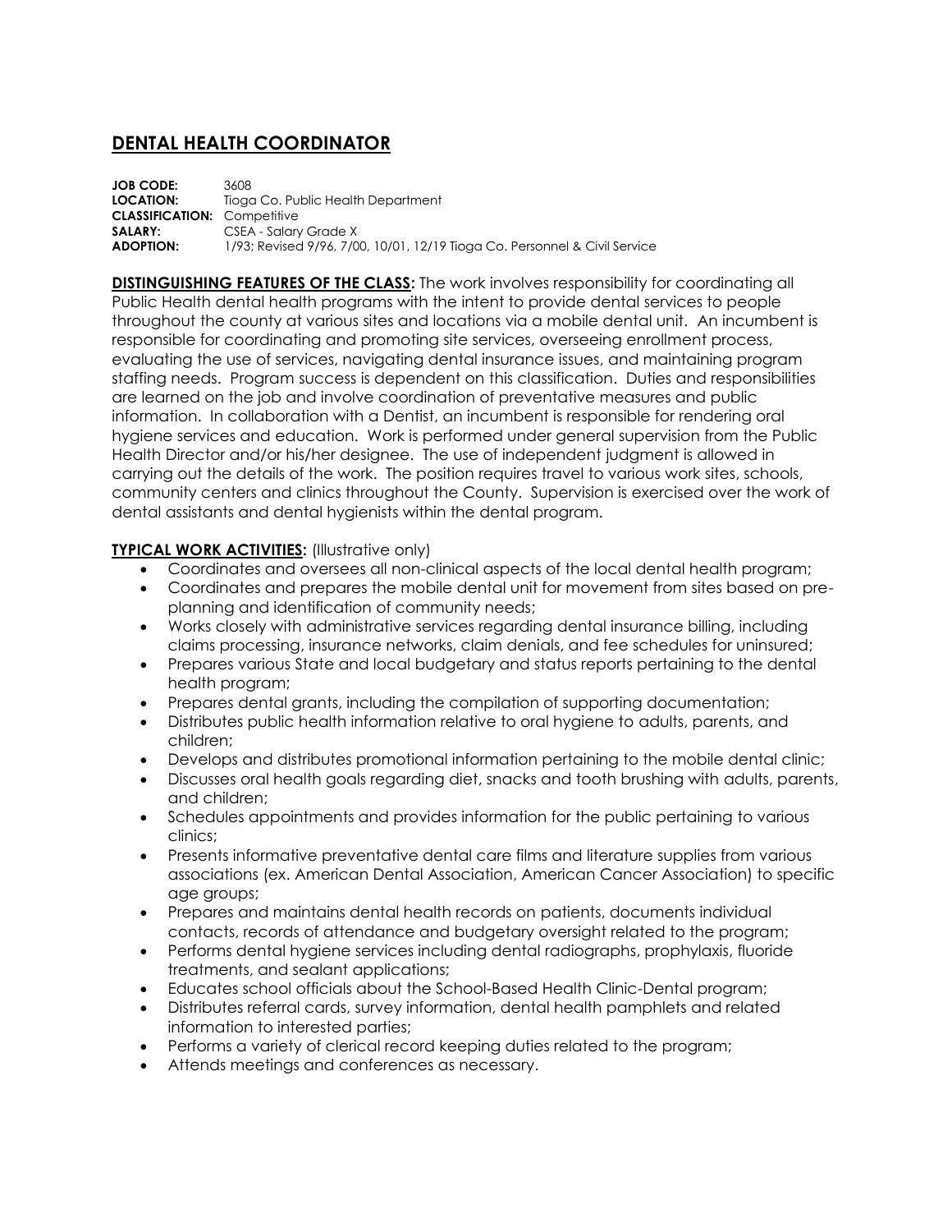# DENTAL HEALTH COORDINATOR

**JOB CODE:** 3608
**LOCATION:** Tioga Co. Public Health Department
**CLASSIFICATION:** Competitive
**SALARY:** CSEA - Salary Grade X
**ADOPTION:** 1/93; Revised 9/96, 7/00, 10/01, 12/19 Tioga Co. Personnel & Civil Service

**DISTINGUISHING FEATURES OF THE CLASS:** The work involves responsibility for coordinating all Public Health dental health programs with the intent to provide dental services to people throughout the county at various sites and locations via a mobile dental unit. An incumbent is responsible for coordinating and promoting site services, overseeing enrollment process, evaluating the use of services, navigating dental insurance issues, and maintaining program staffing needs. Program success is dependent on this classification. Duties and responsibilities are learned on the job and involve coordination of preventative measures and public information. In collaboration with a Dentist, an incumbent is responsible for rendering oral hygiene services and education. Work is performed under general supervision from the Public Health Director and/or his/her designee. The use of independent judgment is allowed in carrying out the details of the work. The position requires travel to various work sites, schools, community centers and clinics throughout the County. Supervision is exercised over the work of dental assistants and dental hygienists within the dental program.

**TYPICAL WORK ACTIVITIES:** (Illustrative only)

- Coordinates and oversees all non-clinical aspects of the local dental health program;
- Coordinates and prepares the mobile dental unit for movement from sites based on pre-planning and identification of community needs;
- Works closely with administrative services regarding dental insurance billing, including claims processing, insurance networks, claim denials, and fee schedules for uninsured;
- Prepares various State and local budgetary and status reports pertaining to the dental health program;
- Prepares dental grants, including the compilation of supporting documentation;
- Distributes public health information relative to oral hygiene to adults, parents, and children;
- Develops and distributes promotional information pertaining to the mobile dental clinic;
- Discusses oral health goals regarding diet, snacks and tooth brushing with adults, parents, and children;
- Schedules appointments and provides information for the public pertaining to various clinics;
- Presents informative preventative dental care films and literature supplies from various associations (ex. American Dental Association, American Cancer Association) to specific age groups;
- Prepares and maintains dental health records on patients, documents individual contacts, records of attendance and budgetary oversight related to the program;
- Performs dental hygiene services including dental radiographs, prophylaxis, fluoride treatments, and sealant applications;
- Educates school officials about the School-Based Health Clinic-Dental program;
- Distributes referral cards, survey information, dental health pamphlets and related information to interested parties;
- Performs a variety of clerical record keeping duties related to the program;
- Attends meetings and conferences as necessary.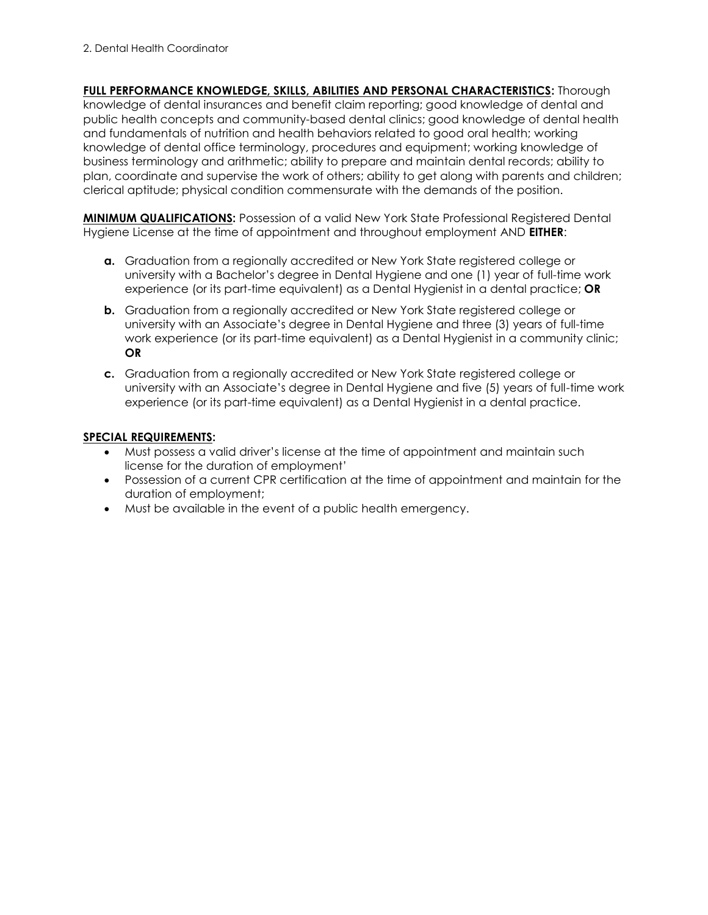**FULL PERFORMANCE KNOWLEDGE, SKILLS, ABILITIES AND PERSONAL CHARACTERISTICS:** Thorough knowledge of dental insurances and benefit claim reporting; good knowledge of dental and public health concepts and community-based dental clinics; good knowledge of dental health and fundamentals of nutrition and health behaviors related to good oral health; working knowledge of dental office terminology, procedures and equipment; working knowledge of business terminology and arithmetic; ability to prepare and maintain dental records; ability to plan, coordinate and supervise the work of others; ability to get along with parents and children; clerical aptitude; physical condition commensurate with the demands of the position.

**MINIMUM QUALIFICATIONS:** Possession of a valid New York State Professional Registered Dental Hygiene License at the time of appointment and throughout employment AND **EITHER**:

- **a.** Graduation from a regionally accredited or New York State registered college or university with a Bachelor's degree in Dental Hygiene and one (1) year of full-time work experience (or its part-time equivalent) as a Dental Hygienist in a dental practice; **OR**
- **b.** Graduation from a regionally accredited or New York State registered college or university with an Associate's degree in Dental Hygiene and three (3) years of full-time work experience (or its part-time equivalent) as a Dental Hygienist in a community clinic; **OR**
- **c.** Graduation from a regionally accredited or New York State registered college or university with an Associate's degree in Dental Hygiene and five (5) years of full-time work experience (or its part-time equivalent) as a Dental Hygienist in a dental practice.

**SPECIAL REQUIREMENTS:**

- Must possess a valid driver's license at the time of appointment and maintain such license for the duration of employment'
- Possession of a current CPR certification at the time of appointment and maintain for the duration of employment;
- Must be available in the event of a public health emergency.